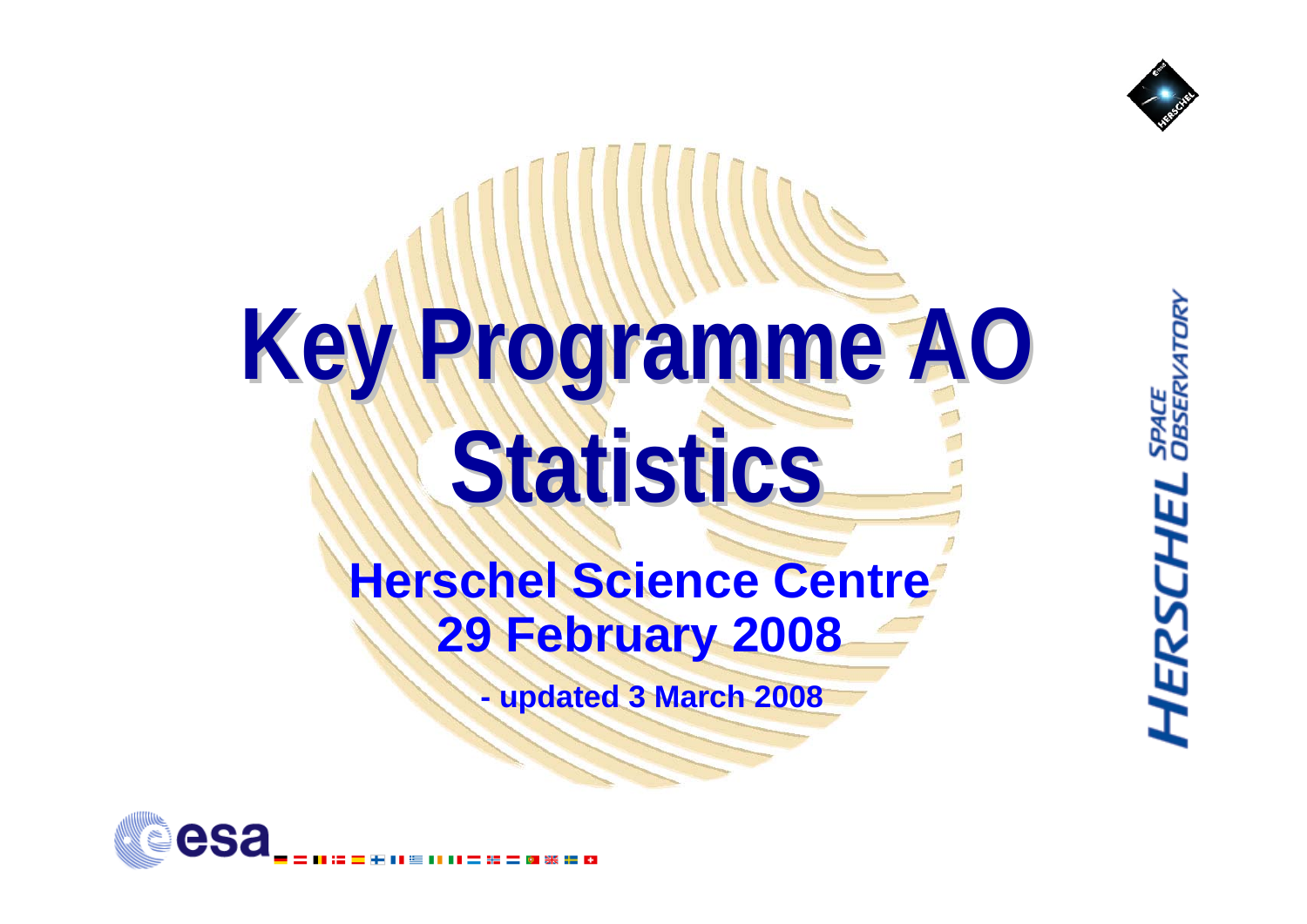# Key Programme AO Statistics

**Herschel Science Centre**
**29 February 2008**

**- updated 3 March 2008**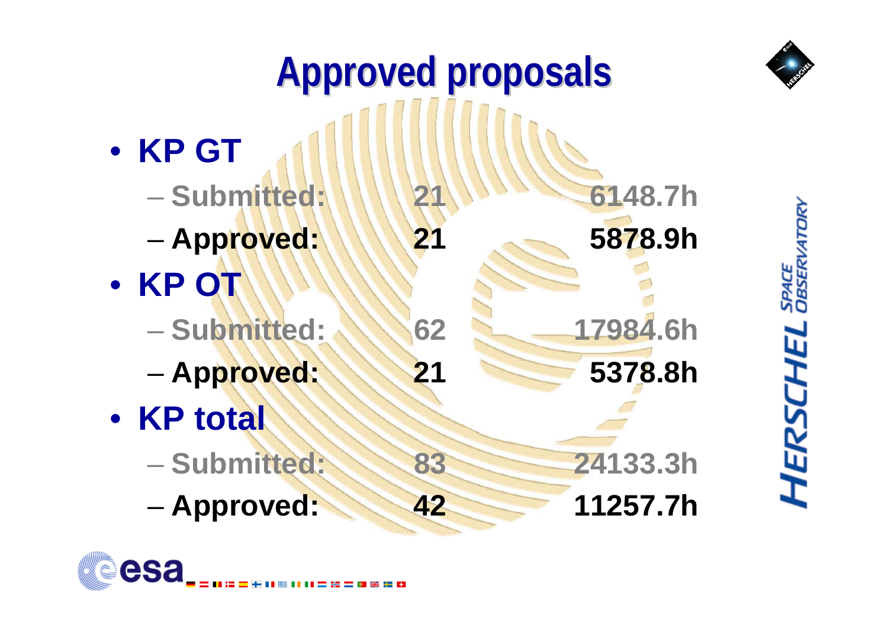# Approved proposals

- **KP GT**
  - Submitted: 21 6148.7h
  - **Approved: 21 5878.9h**
- **KP OT**
  - Submitted: 62 17984.6h
  - **Approved: 21 5378.8h**
- **KP total**
  - Submitted: 83 24133.3h
  - **Approved: 42 11257.7h**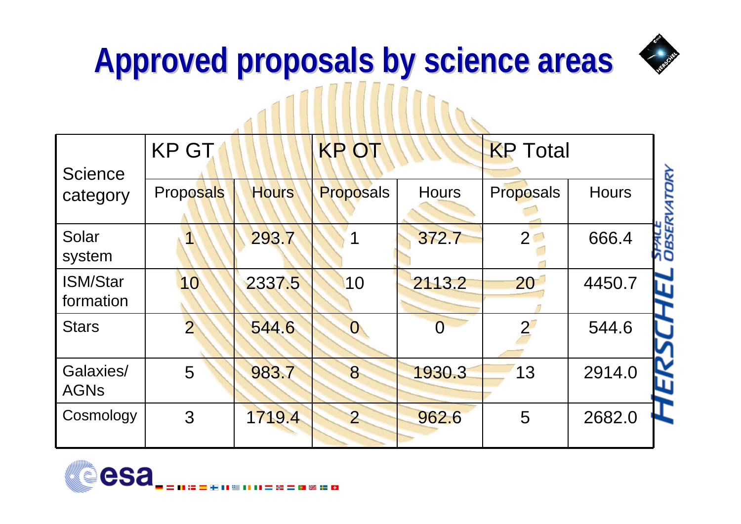# Approved proposals by science areas

| Science category | KP GT | | KP OT | | KP Total | |
|---|---|---|---|---|---|---|
| | Proposals | Hours | Proposals | Hours | Proposals | Hours |
| Solar system | 1 | 293.7 | 1 | 372.7 | 2 | 666.4 |
| ISM/Star formation | 10 | 2337.5 | 10 | 2113.2 | 20 | 4450.7 |
| Stars | 2 | 544.6 | 0 | 0 | 2 | 544.6 |
| Galaxies/ AGNs | 5 | 983.7 | 8 | 1930.3 | 13 | 2914.0 |
| Cosmology | 3 | 1719.4 | 2 | 962.6 | 5 | 2682.0 |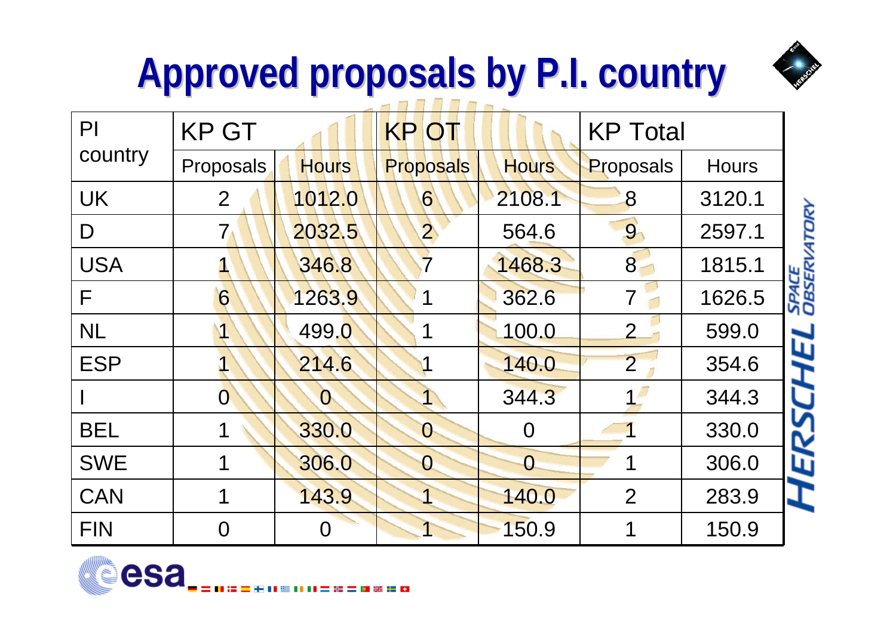# Approved proposals by P.I. country

| PI country | KP GT | | KP OT | | KP Total | |
|---|---|---|---|---|---|---|
| | Proposals | Hours | Proposals | Hours | Proposals | Hours |
| UK | 2 | 1012.0 | 6 | 2108.1 | 8 | 3120.1 |
| D | 7 | 2032.5 | 2 | 564.6 | 9 | 2597.1 |
| USA | 1 | 346.8 | 7 | 1468.3 | 8 | 1815.1 |
| F | 6 | 1263.9 | 1 | 362.6 | 7 | 1626.5 |
| NL | 1 | 499.0 | 1 | 100.0 | 2 | 599.0 |
| ESP | 1 | 214.6 | 1 | 140.0 | 2 | 354.6 |
| I | 0 | 0 | 1 | 344.3 | 1 | 344.3 |
| BEL | 1 | 330.0 | 0 | 0 | 1 | 330.0 |
| SWE | 1 | 306.0 | 0 | 0 | 1 | 306.0 |
| CAN | 1 | 143.9 | 1 | 140.0 | 2 | 283.9 |
| FIN | 0 | 0 | 1 | 150.9 | 1 | 150.9 |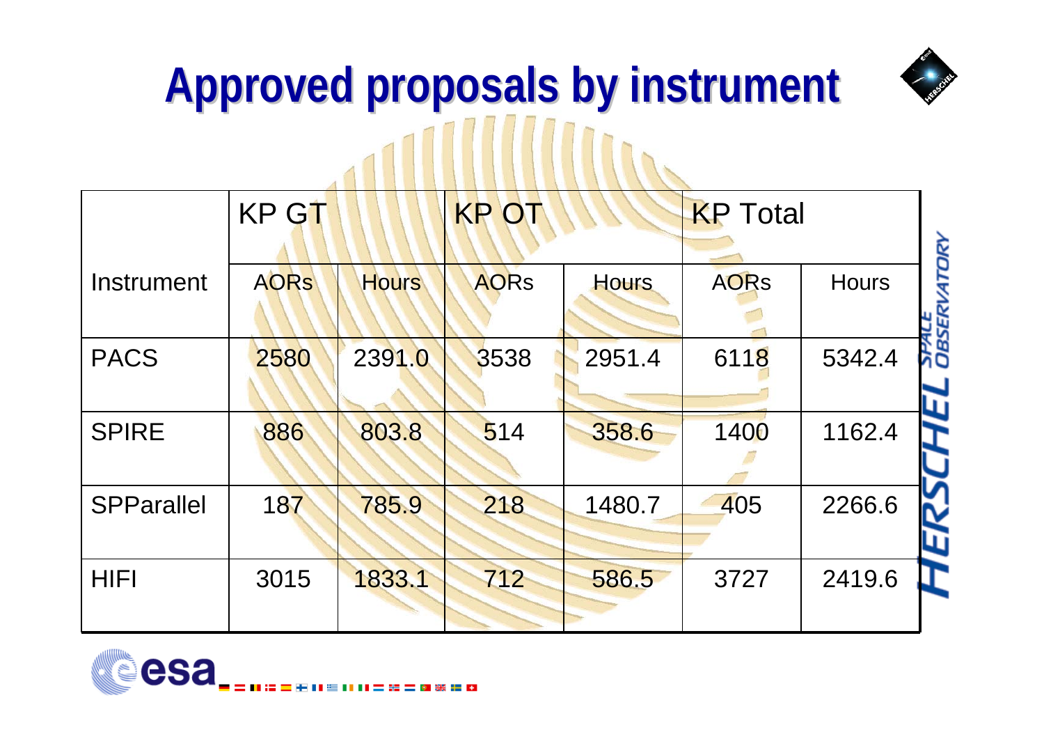# Approved proposals by instrument

| Instrument | KP GT | | KP OT | | KP Total | |
|---|---|---|---|---|---|---|
| | AORs | Hours | AORs | Hours | AORs | Hours |
| PACS | 2580 | 2391.0 | 3538 | 2951.4 | 6118 | 5342.4 |
| SPIRE | 886 | 803.8 | 514 | 358.6 | 1400 | 1162.4 |
| SPParallel | 187 | 785.9 | 218 | 1480.7 | 405 | 2266.6 |
| HIFI | 3015 | 1833.1 | 712 | 586.5 | 3727 | 2419.6 |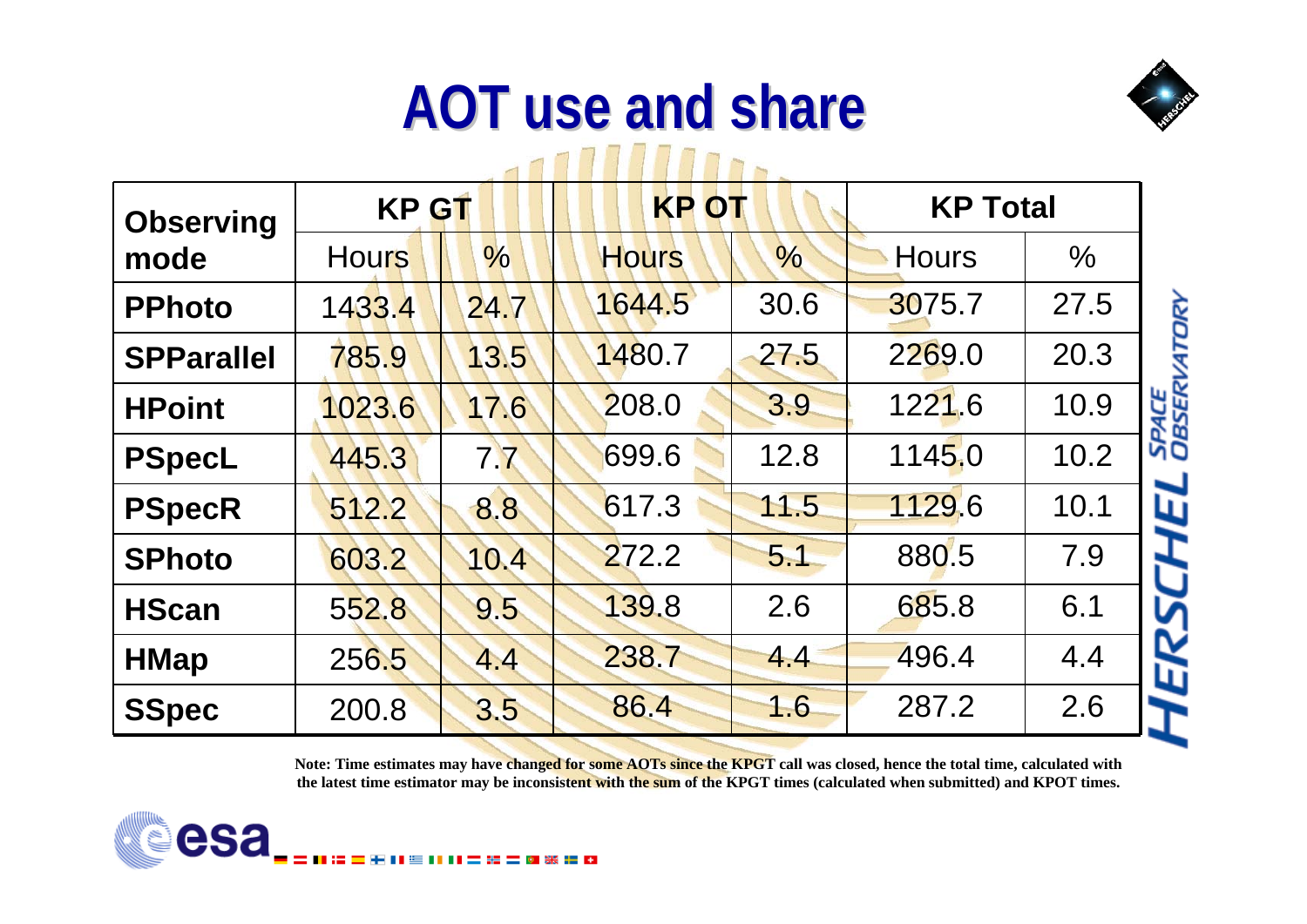# AOT use and share

| Observing mode | KP GT | | KP OT | | KP Total | |
|---|---|---|---|---|---|---|
| | Hours | % | Hours | % | Hours | % |
| **PPhoto** | 1433.4 | 24.7 | 1644.5 | 30.6 | 3075.7 | 27.5 |
| **SPParallel** | 785.9 | 13.5 | 1480.7 | 27.5 | 2269.0 | 20.3 |
| **HPoint** | 1023.6 | 17.6 | 208.0 | 3.9 | 1221.6 | 10.9 |
| **PSpecL** | 445.3 | 7.7 | 699.6 | 12.8 | 1145.0 | 10.2 |
| **PSpecR** | 512.2 | 8.8 | 617.3 | 11.5 | 1129.6 | 10.1 |
| **SPhoto** | 603.2 | 10.4 | 272.2 | 5.1 | 880.5 | 7.9 |
| **HScan** | 552.8 | 9.5 | 139.8 | 2.6 | 685.8 | 6.1 |
| **HMap** | 256.5 | 4.4 | 238.7 | 4.4 | 496.4 | 4.4 |
| **SSpec** | 200.8 | 3.5 | 86.4 | 1.6 | 287.2 | 2.6 |

**Note: Time estimates may have changed for some AOTs since the KPGT call was closed, hence the total time, calculated with the latest time estimator may be inconsistent with the sum of the KPGT times (calculated when submitted) and KPOT times.**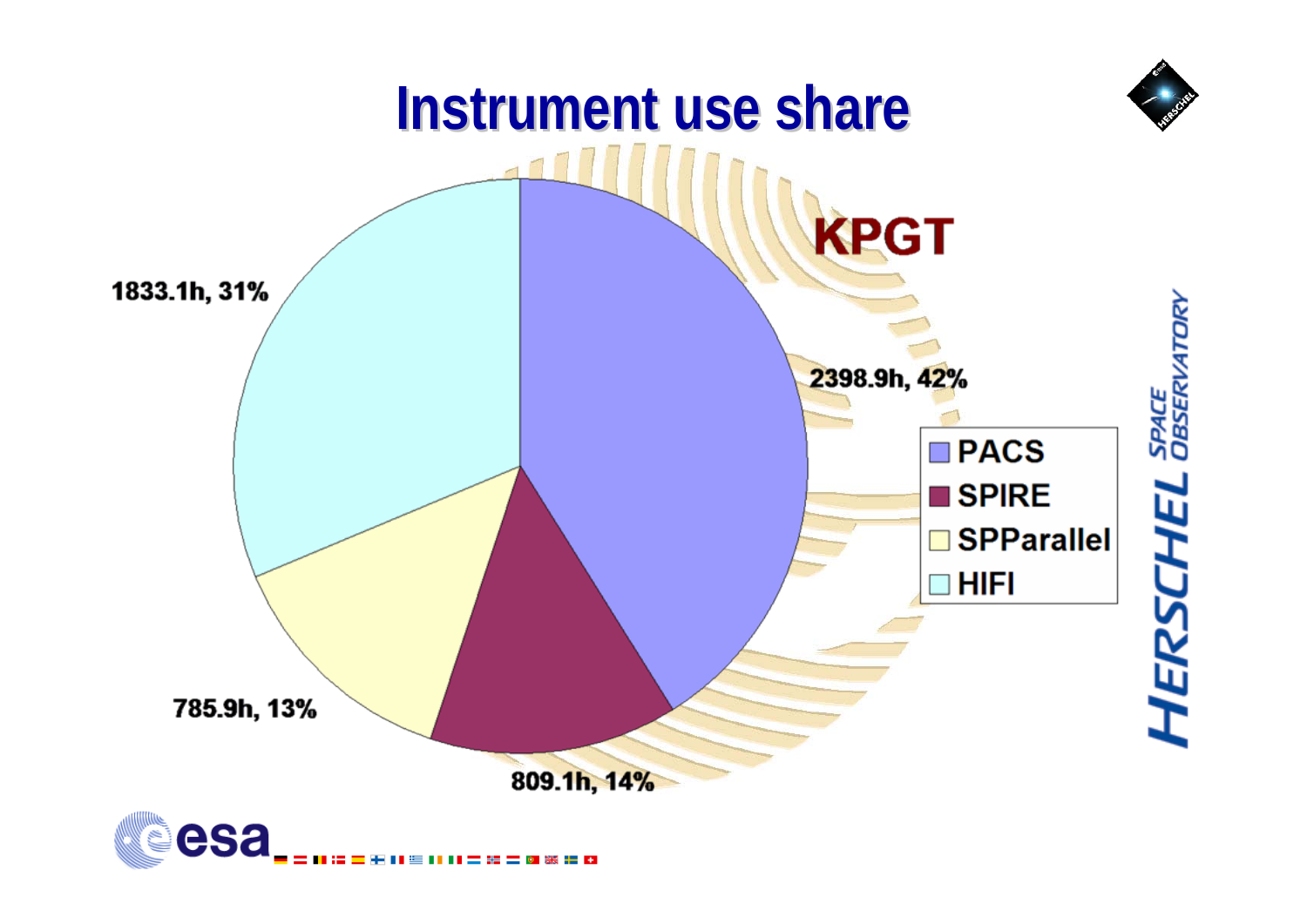# Instrument use share

KPGT

| Instrument | Hours | Share |
| --- | --- | --- |
| PACS | 2398.9h | 42% |
| SPIRE | 809.1h | 14% |
| SPParallel | 785.9h | 13% |
| HIFI | 1833.1h | 31% |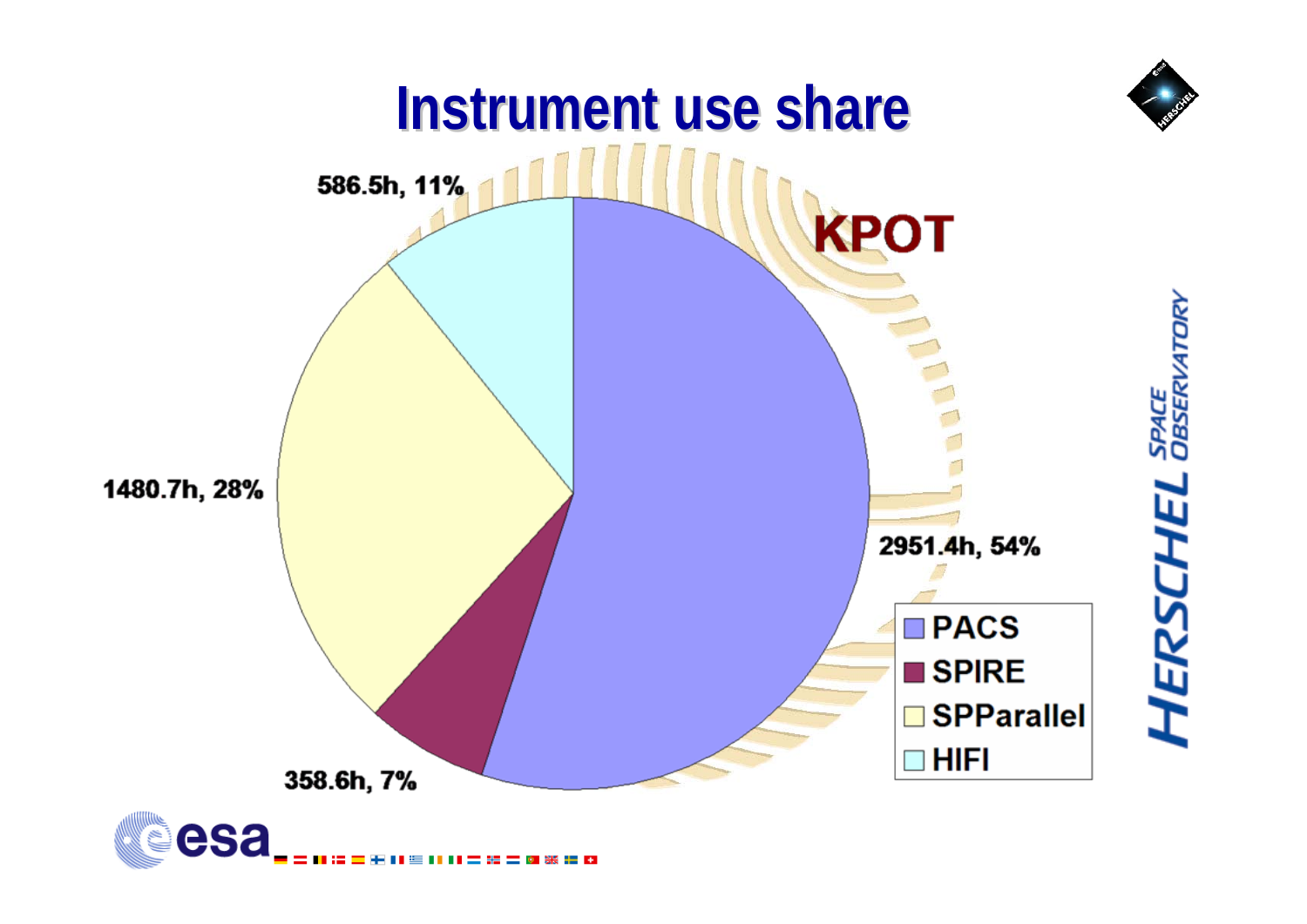# Instrument use share

KPOT

| Instrument | Hours | Share |
|---|---|---|
| PACS | 2951.4h | 54% |
| SPIRE | 358.6h | 7% |
| SPParallel | 1480.7h | 28% |
| HIFI | 586.5h | 11% |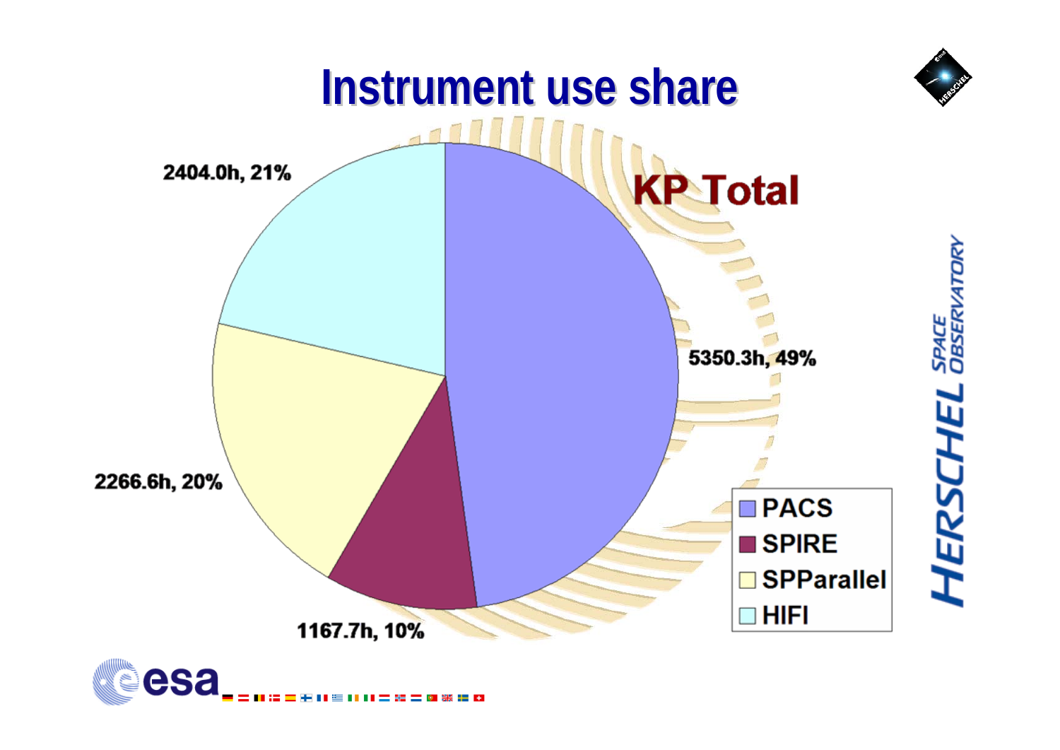# Instrument use share

**KP Total**

- 5350.3h, 49%
- 1167.7h, 10%
- 2266.6h, 20%
- 2404.0h, 21%

- PACS
- SPIRE
- SPParallel
- HIFI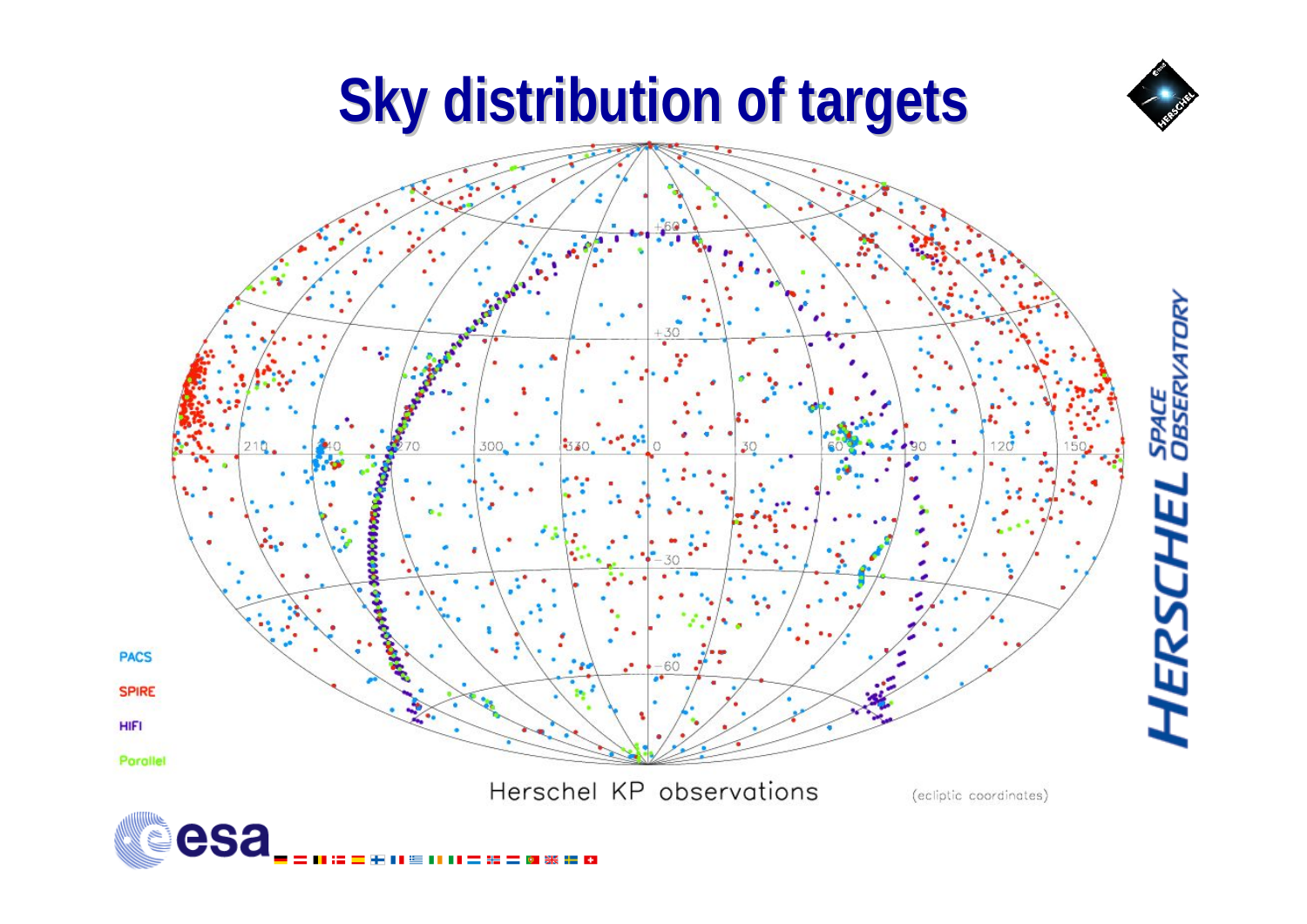# Sky distribution of targets

+60

+30

210

240

270

300

330

0

30

60

90

120

150

−30

−60

PACS

SPIRE

HIFI

Parallel

Herschel KP observations

(ecliptic coordinates)

*HERSCHEL SPACE OBSERVATORY*